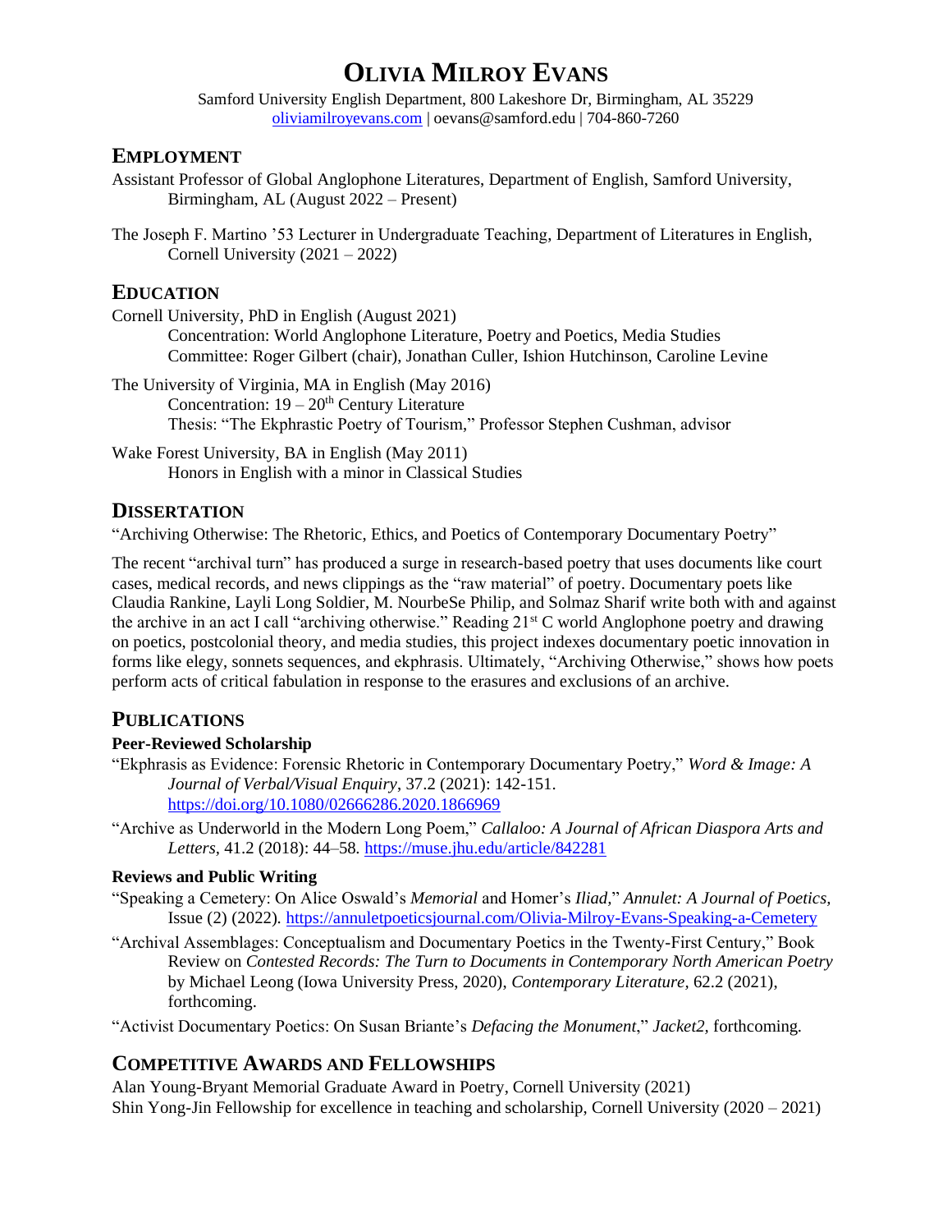# OLIVIA MILROY EVANS

Samford University English Department, 800 Lakeshore Dr, Birmingham, AL 35229
oliviamilroyevans.com | oevans@samford.edu | 704-860-7260

## EMPLOYMENT

Assistant Professor of Global Anglophone Literatures, Department of English, Samford University, Birmingham, AL (August 2022 – Present)

The Joseph F. Martino ’53 Lecturer in Undergraduate Teaching, Department of Literatures in English, Cornell University (2021 – 2022)

## EDUCATION

Cornell University, PhD in English (August 2021)
Concentration: World Anglophone Literature, Poetry and Poetics, Media Studies
Committee: Roger Gilbert (chair), Jonathan Culler, Ishion Hutchinson, Caroline Levine

The University of Virginia, MA in English (May 2016)
Concentration: 19 – 20th Century Literature
Thesis: “The Ekphrastic Poetry of Tourism,” Professor Stephen Cushman, advisor

Wake Forest University, BA in English (May 2011)
Honors in English with a minor in Classical Studies

## DISSERTATION

“Archiving Otherwise: The Rhetoric, Ethics, and Poetics of Contemporary Documentary Poetry”

The recent “archival turn” has produced a surge in research-based poetry that uses documents like court cases, medical records, and news clippings as the “raw material” of poetry. Documentary poets like Claudia Rankine, Layli Long Soldier, M. NourbeSe Philip, and Solmaz Sharif write both with and against the archive in an act I call “archiving otherwise.” Reading 21st C world Anglophone poetry and drawing on poetics, postcolonial theory, and media studies, this project indexes documentary poetic innovation in forms like elegy, sonnets sequences, and ekphrasis. Ultimately, “Archiving Otherwise,” shows how poets perform acts of critical fabulation in response to the erasures and exclusions of an archive.

## PUBLICATIONS

### Peer-Reviewed Scholarship

“Ekphrasis as Evidence: Forensic Rhetoric in Contemporary Documentary Poetry,” *Word & Image: A Journal of Verbal/Visual Enquiry*, 37.2 (2021): 142-151. https://doi.org/10.1080/02666286.2020.1866969

“Archive as Underworld in the Modern Long Poem,” *Callaloo: A Journal of African Diaspora Arts and Letters*, 41.2 (2018): 44–58. https://muse.jhu.edu/article/842281

### Reviews and Public Writing

“Speaking a Cemetery: On Alice Oswald’s *Memorial* and Homer’s *Iliad*,” *Annulet: A Journal of Poetics*, Issue (2) (2022). https://annuletpoeticsjournal.com/Olivia-Milroy-Evans-Speaking-a-Cemetery

“Archival Assemblages: Conceptualism and Documentary Poetics in the Twenty-First Century,” Book Review on *Contested Records: The Turn to Documents in Contemporary North American Poetry* by Michael Leong (Iowa University Press, 2020), *Contemporary Literature*, 62.2 (2021), forthcoming.

“Activist Documentary Poetics: On Susan Briante’s *Defacing the Monument*,” *Jacket2*, forthcoming.

## COMPETITIVE AWARDS AND FELLOWSHIPS

Alan Young-Bryant Memorial Graduate Award in Poetry, Cornell University (2021)
Shin Yong-Jin Fellowship for excellence in teaching and scholarship, Cornell University (2020 – 2021)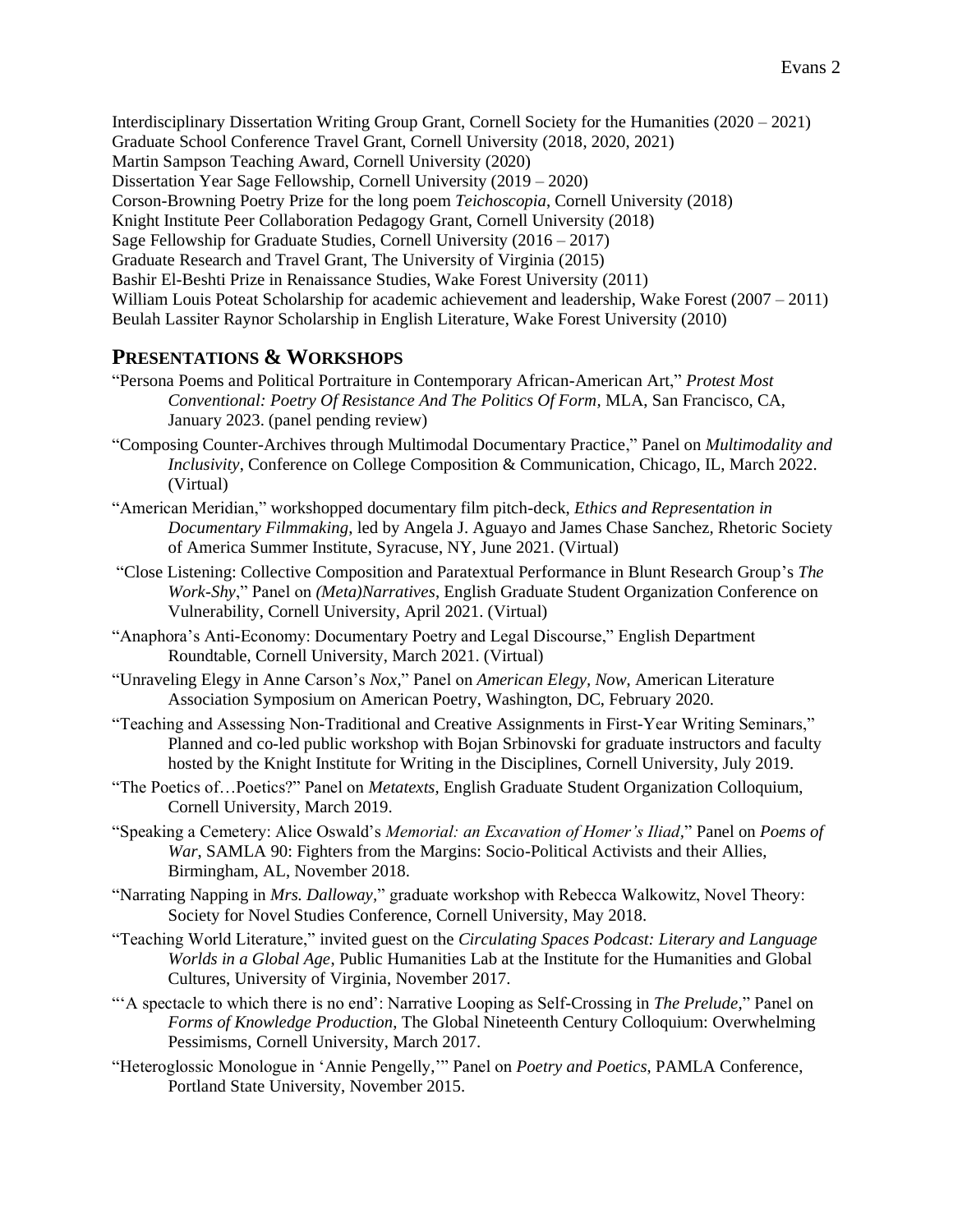Interdisciplinary Dissertation Writing Group Grant, Cornell Society for the Humanities (2020 – 2021)
Graduate School Conference Travel Grant, Cornell University (2018, 2020, 2021)
Martin Sampson Teaching Award, Cornell University (2020)
Dissertation Year Sage Fellowship, Cornell University (2019 – 2020)
Corson-Browning Poetry Prize for the long poem *Teichoscopia*, Cornell University (2018)
Knight Institute Peer Collaboration Pedagogy Grant, Cornell University (2018)
Sage Fellowship for Graduate Studies, Cornell University (2016 – 2017)
Graduate Research and Travel Grant, The University of Virginia (2015)
Bashir El-Beshti Prize in Renaissance Studies, Wake Forest University (2011)
William Louis Poteat Scholarship for academic achievement and leadership, Wake Forest (2007 – 2011)
Beulah Lassiter Raynor Scholarship in English Literature, Wake Forest University (2010)

## Presentations & Workshops

"Persona Poems and Political Portraiture in Contemporary African-American Art," *Protest Most Conventional: Poetry Of Resistance And The Politics Of Form*, MLA, San Francisco, CA, January 2023. (panel pending review)

"Composing Counter-Archives through Multimodal Documentary Practice," Panel on *Multimodality and Inclusivity*, Conference on College Composition & Communication, Chicago, IL, March 2022. (Virtual)

"American Meridian," workshopped documentary film pitch-deck, *Ethics and Representation in Documentary Filmmaking*, led by Angela J. Aguayo and James Chase Sanchez, Rhetoric Society of America Summer Institute, Syracuse, NY, June 2021. (Virtual)

"Close Listening: Collective Composition and Paratextual Performance in Blunt Research Group's *The Work-Shy*," Panel on *(Meta)Narratives*, English Graduate Student Organization Conference on Vulnerability, Cornell University, April 2021. (Virtual)

"Anaphora's Anti-Economy: Documentary Poetry and Legal Discourse," English Department Roundtable, Cornell University, March 2021. (Virtual)

"Unraveling Elegy in Anne Carson's *Nox*," Panel on *American Elegy, Now*, American Literature Association Symposium on American Poetry, Washington, DC, February 2020.

"Teaching and Assessing Non-Traditional and Creative Assignments in First-Year Writing Seminars," Planned and co-led public workshop with Bojan Srbinovski for graduate instructors and faculty hosted by the Knight Institute for Writing in the Disciplines, Cornell University, July 2019.

"The Poetics of…Poetics?" Panel on *Metatexts*, English Graduate Student Organization Colloquium, Cornell University, March 2019.

"Speaking a Cemetery: Alice Oswald's *Memorial: an Excavation of Homer's Iliad*," Panel on *Poems of War*, SAMLA 90: Fighters from the Margins: Socio-Political Activists and their Allies, Birmingham, AL, November 2018.

"Narrating Napping in *Mrs. Dalloway*," graduate workshop with Rebecca Walkowitz, Novel Theory: Society for Novel Studies Conference, Cornell University, May 2018.

"Teaching World Literature," invited guest on the *Circulating Spaces Podcast: Literary and Language Worlds in a Global Age*, Public Humanities Lab at the Institute for the Humanities and Global Cultures, University of Virginia, November 2017.

"'A spectacle to which there is no end': Narrative Looping as Self-Crossing in *The Prelude*," Panel on *Forms of Knowledge Production*, The Global Nineteenth Century Colloquium: Overwhelming Pessimisms, Cornell University, March 2017.

"Heteroglossic Monologue in 'Annie Pengelly,'" Panel on *Poetry and Poetics*, PAMLA Conference, Portland State University, November 2015.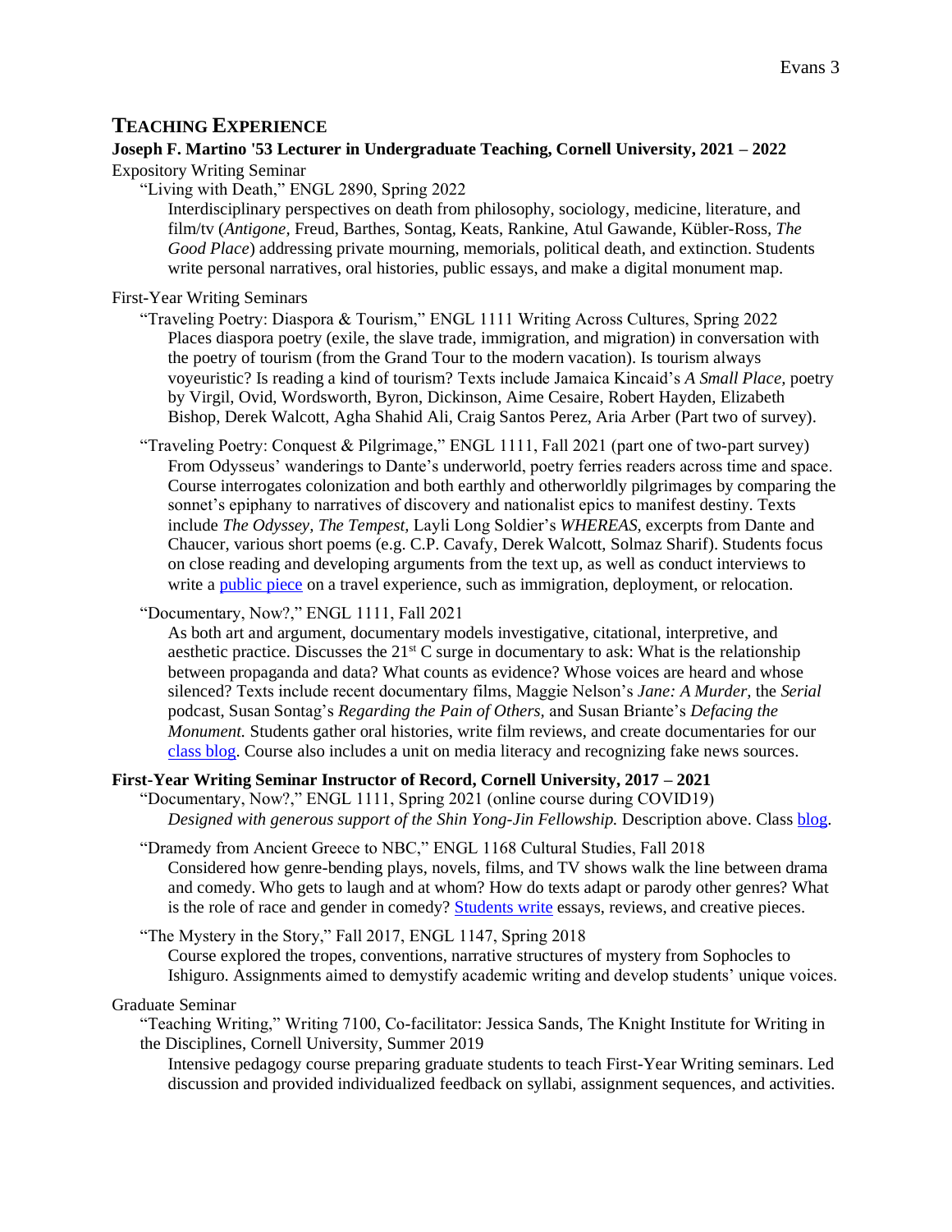## Teaching Experience

**Joseph F. Martino '53 Lecturer in Undergraduate Teaching, Cornell University, 2021 – 2022**

Expository Writing Seminar

"Living with Death," ENGL 2890, Spring 2022

Interdisciplinary perspectives on death from philosophy, sociology, medicine, literature, and film/tv (*Antigone,* Freud, Barthes, Sontag, Keats, Rankine, Atul Gawande, Kübler-Ross, *The Good Place*) addressing private mourning, memorials, political death, and extinction. Students write personal narratives, oral histories, public essays, and make a digital monument map.

First-Year Writing Seminars

"Traveling Poetry: Diaspora & Tourism," ENGL 1111 Writing Across Cultures, Spring 2022

Places diaspora poetry (exile, the slave trade, immigration, and migration) in conversation with the poetry of tourism (from the Grand Tour to the modern vacation). Is tourism always voyeuristic? Is reading a kind of tourism? Texts include Jamaica Kincaid's *A Small Place,* poetry by Virgil, Ovid, Wordsworth, Byron, Dickinson, Aime Cesaire, Robert Hayden, Elizabeth Bishop, Derek Walcott, Agha Shahid Ali, Craig Santos Perez, Aria Arber (Part two of survey).

"Traveling Poetry: Conquest & Pilgrimage," ENGL 1111, Fall 2021 (part one of two-part survey)

From Odysseus' wanderings to Dante's underworld, poetry ferries readers across time and space. Course interrogates colonization and both earthly and otherworldly pilgrimages by comparing the sonnet's epiphany to narratives of discovery and nationalist epics to manifest destiny. Texts include *The Odyssey, The Tempest,* Layli Long Soldier's *WHEREAS,* excerpts from Dante and Chaucer, various short poems (e.g. C.P. Cavafy, Derek Walcott, Solmaz Sharif). Students focus on close reading and developing arguments from the text up, as well as conduct interviews to write a public piece on a travel experience, such as immigration, deployment, or relocation.

"Documentary, Now?," ENGL 1111, Fall 2021

As both art and argument, documentary models investigative, citational, interpretive, and aesthetic practice. Discusses the 21st C surge in documentary to ask: What is the relationship between propaganda and data? What counts as evidence? Whose voices are heard and whose silenced? Texts include recent documentary films, Maggie Nelson's *Jane: A Murder,* the *Serial* podcast, Susan Sontag's *Regarding the Pain of Others,* and Susan Briante's *Defacing the Monument.* Students gather oral histories, write film reviews, and create documentaries for our class blog. Course also includes a unit on media literacy and recognizing fake news sources.

**First-Year Writing Seminar Instructor of Record, Cornell University, 2017 – 2021**

"Documentary, Now?," ENGL 1111, Spring 2021 (online course during COVID19)

*Designed with generous support of the Shin Yong-Jin Fellowship.* Description above. Class blog.

"Dramedy from Ancient Greece to NBC," ENGL 1168 Cultural Studies, Fall 2018

Considered how genre-bending plays, novels, films, and TV shows walk the line between drama and comedy. Who gets to laugh and at whom? How do texts adapt or parody other genres? What is the role of race and gender in comedy? Students write essays, reviews, and creative pieces.

"The Mystery in the Story," Fall 2017, ENGL 1147, Spring 2018

Course explored the tropes, conventions, narrative structures of mystery from Sophocles to Ishiguro. Assignments aimed to demystify academic writing and develop students' unique voices.

Graduate Seminar

"Teaching Writing," Writing 7100, Co-facilitator: Jessica Sands, The Knight Institute for Writing in the Disciplines, Cornell University, Summer 2019

Intensive pedagogy course preparing graduate students to teach First-Year Writing seminars. Led discussion and provided individualized feedback on syllabi, assignment sequences, and activities.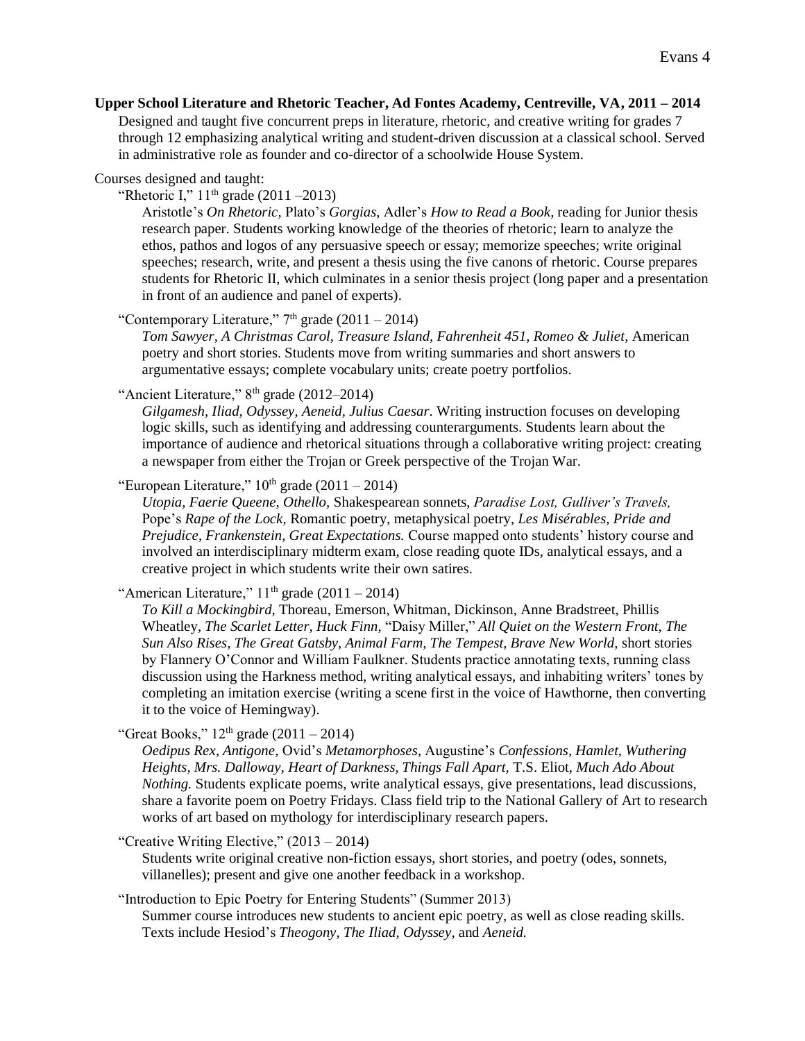**Upper School Literature and Rhetoric Teacher, Ad Fontes Academy, Centreville, VA, 2011 – 2014**

Designed and taught five concurrent preps in literature, rhetoric, and creative writing for grades 7 through 12 emphasizing analytical writing and student-driven discussion at a classical school. Served in administrative role as founder and co-director of a schoolwide House System.

Courses designed and taught:

"Rhetoric I," 11th grade (2011 –2013)

Aristotle's *On Rhetoric,* Plato's *Gorgias,* Adler's *How to Read a Book,* reading for Junior thesis research paper. Students working knowledge of the theories of rhetoric; learn to analyze the ethos, pathos and logos of any persuasive speech or essay; memorize speeches; write original speeches; research, write, and present a thesis using the five canons of rhetoric. Course prepares students for Rhetoric II, which culminates in a senior thesis project (long paper and a presentation in front of an audience and panel of experts).

"Contemporary Literature," 7th grade (2011 – 2014)

*Tom Sawyer, A Christmas Carol, Treasure Island, Fahrenheit 451, Romeo & Juliet,* American poetry and short stories. Students move from writing summaries and short answers to argumentative essays; complete vocabulary units; create poetry portfolios.

"Ancient Literature," 8th grade (2012–2014)

*Gilgamesh, Iliad, Odyssey, Aeneid, Julius Caesar.* Writing instruction focuses on developing logic skills, such as identifying and addressing counterarguments. Students learn about the importance of audience and rhetorical situations through a collaborative writing project: creating a newspaper from either the Trojan or Greek perspective of the Trojan War.

"European Literature," 10th grade (2011 – 2014)

*Utopia, Faerie Queene, Othello,* Shakespearean sonnets, *Paradise Lost, Gulliver's Travels,* Pope's *Rape of the Lock,* Romantic poetry, metaphysical poetry, *Les Misérables, Pride and Prejudice, Frankenstein, Great Expectations.* Course mapped onto students' history course and involved an interdisciplinary midterm exam, close reading quote IDs, analytical essays, and a creative project in which students write their own satires.

"American Literature," 11th grade (2011 – 2014)

*To Kill a Mockingbird,* Thoreau, Emerson, Whitman, Dickinson, Anne Bradstreet, Phillis Wheatley, *The Scarlet Letter, Huck Finn,* "Daisy Miller," *All Quiet on the Western Front, The Sun Also Rises, The Great Gatsby, Animal Farm, The Tempest, Brave New World,* short stories by Flannery O'Connor and William Faulkner. Students practice annotating texts, running class discussion using the Harkness method, writing analytical essays, and inhabiting writers' tones by completing an imitation exercise (writing a scene first in the voice of Hawthorne, then converting it to the voice of Hemingway).

"Great Books," 12th grade (2011 – 2014)

*Oedipus Rex, Antigone,* Ovid's *Metamorphoses,* Augustine's *Confessions, Hamlet, Wuthering Heights, Mrs. Dalloway, Heart of Darkness, Things Fall Apart,* T.S. Eliot, *Much Ado About Nothing.* Students explicate poems, write analytical essays, give presentations, lead discussions, share a favorite poem on Poetry Fridays. Class field trip to the National Gallery of Art to research works of art based on mythology for interdisciplinary research papers.

"Creative Writing Elective," (2013 – 2014)

Students write original creative non-fiction essays, short stories, and poetry (odes, sonnets, villanelles); present and give one another feedback in a workshop.

"Introduction to Epic Poetry for Entering Students" (Summer 2013)

Summer course introduces new students to ancient epic poetry, as well as close reading skills. Texts include Hesiod's *Theogony, The Iliad, Odyssey,* and *Aeneid.*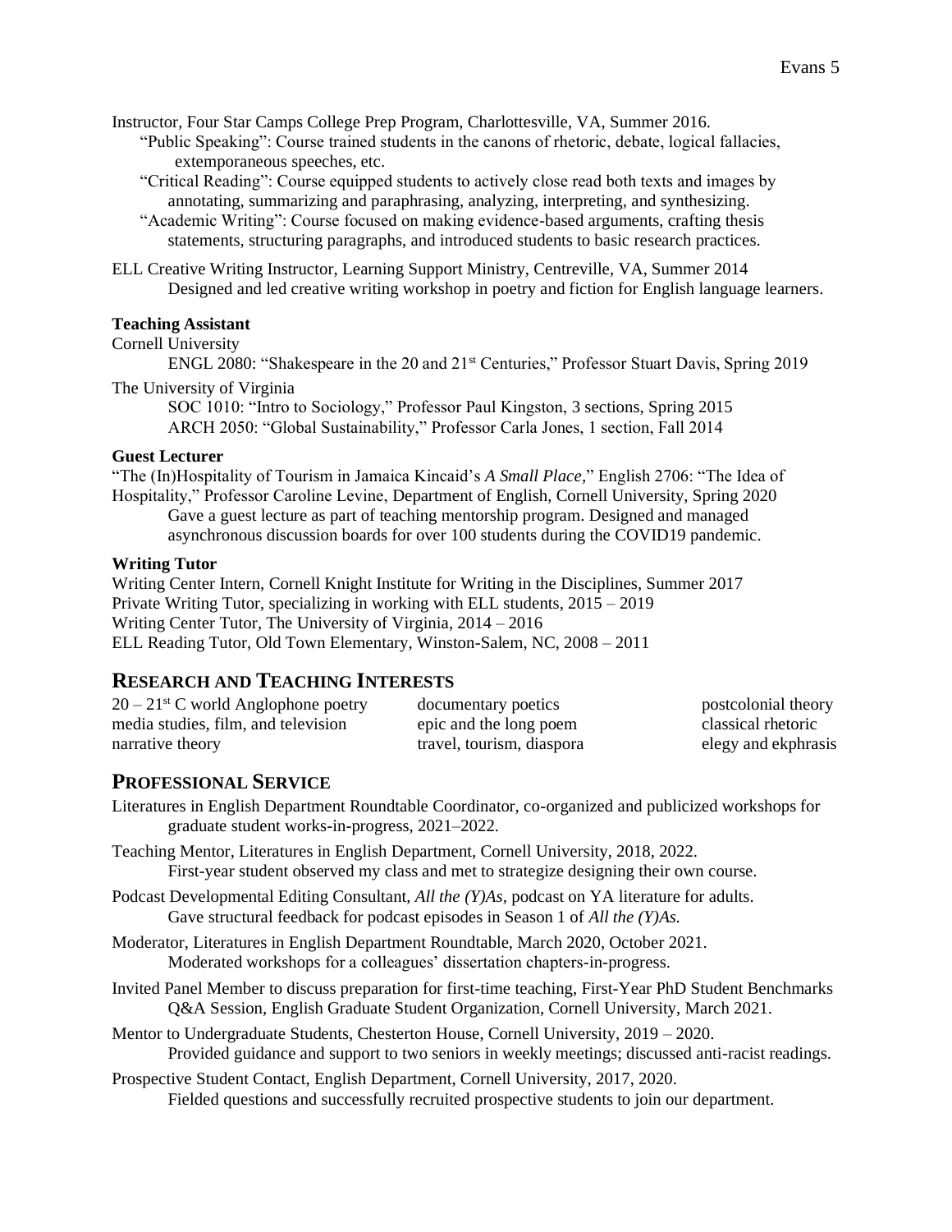Instructor, Four Star Camps College Prep Program, Charlottesville, VA, Summer 2016.

"Public Speaking": Course trained students in the canons of rhetoric, debate, logical fallacies, extemporaneous speeches, etc.

"Critical Reading": Course equipped students to actively close read both texts and images by annotating, summarizing and paraphrasing, analyzing, interpreting, and synthesizing.

"Academic Writing": Course focused on making evidence-based arguments, crafting thesis statements, structuring paragraphs, and introduced students to basic research practices.

ELL Creative Writing Instructor, Learning Support Ministry, Centreville, VA, Summer 2014

Designed and led creative writing workshop in poetry and fiction for English language learners.

**Teaching Assistant**

Cornell University

ENGL 2080: "Shakespeare in the 20 and 21st Centuries," Professor Stuart Davis, Spring 2019

The University of Virginia

SOC 1010: "Intro to Sociology," Professor Paul Kingston, 3 sections, Spring 2015

ARCH 2050: "Global Sustainability," Professor Carla Jones, 1 section, Fall 2014

**Guest Lecturer**

"The (In)Hospitality of Tourism in Jamaica Kincaid's *A Small Place,*" English 2706: "The Idea of Hospitality," Professor Caroline Levine, Department of English, Cornell University, Spring 2020

Gave a guest lecture as part of teaching mentorship program. Designed and managed asynchronous discussion boards for over 100 students during the COVID19 pandemic.

**Writing Tutor**

Writing Center Intern, Cornell Knight Institute for Writing in the Disciplines, Summer 2017

Private Writing Tutor, specializing in working with ELL students, 2015 – 2019

Writing Center Tutor, The University of Virginia, 2014 – 2016

ELL Reading Tutor, Old Town Elementary, Winston-Salem, NC, 2008 – 2011

## RESEARCH AND TEACHING INTERESTS

20 – 21st C world Anglophone poetry
media studies, film, and television
narrative theory
documentary poetics
epic and the long poem
travel, tourism, diaspora
postcolonial theory
classical rhetoric
elegy and ekphrasis

## PROFESSIONAL SERVICE

Literatures in English Department Roundtable Coordinator, co-organized and publicized workshops for graduate student works-in-progress, 2021–2022.

Teaching Mentor, Literatures in English Department, Cornell University, 2018, 2022.

First-year student observed my class and met to strategize designing their own course.

Podcast Developmental Editing Consultant, *All the (Y)As,* podcast on YA literature for adults.

Gave structural feedback for podcast episodes in Season 1 of *All the (Y)As.*

Moderator, Literatures in English Department Roundtable, March 2020, October 2021.

Moderated workshops for a colleagues' dissertation chapters-in-progress.

Invited Panel Member to discuss preparation for first-time teaching, First-Year PhD Student Benchmarks Q&A Session, English Graduate Student Organization, Cornell University, March 2021.

Mentor to Undergraduate Students, Chesterton House, Cornell University, 2019 – 2020.

Provided guidance and support to two seniors in weekly meetings; discussed anti-racist readings.

Prospective Student Contact, English Department, Cornell University, 2017, 2020.

Fielded questions and successfully recruited prospective students to join our department.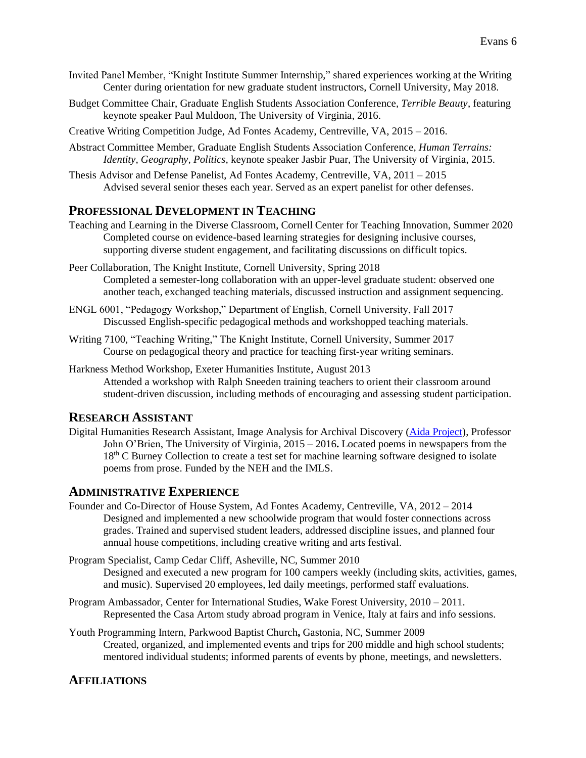Invited Panel Member, "Knight Institute Summer Internship," shared experiences working at the Writing Center during orientation for new graduate student instructors, Cornell University, May 2018.

Budget Committee Chair, Graduate English Students Association Conference, *Terrible Beauty*, featuring keynote speaker Paul Muldoon, The University of Virginia, 2016.

Creative Writing Competition Judge, Ad Fontes Academy, Centreville, VA, 2015 – 2016.

Abstract Committee Member, Graduate English Students Association Conference, *Human Terrains: Identity, Geography, Politics,* keynote speaker Jasbir Puar, The University of Virginia, 2015.

Thesis Advisor and Defense Panelist, Ad Fontes Academy, Centreville, VA, 2011 – 2015
Advised several senior theses each year. Served as an expert panelist for other defenses.

## PROFESSIONAL DEVELOPMENT IN TEACHING

Teaching and Learning in the Diverse Classroom, Cornell Center for Teaching Innovation, Summer 2020
Completed course on evidence-based learning strategies for designing inclusive courses, supporting diverse student engagement, and facilitating discussions on difficult topics.

Peer Collaboration, The Knight Institute, Cornell University, Spring 2018
Completed a semester-long collaboration with an upper-level graduate student: observed one another teach, exchanged teaching materials, discussed instruction and assignment sequencing.

ENGL 6001, "Pedagogy Workshop," Department of English, Cornell University, Fall 2017
Discussed English-specific pedagogical methods and workshopped teaching materials.

Writing 7100, "Teaching Writing," The Knight Institute, Cornell University, Summer 2017
Course on pedagogical theory and practice for teaching first-year writing seminars.

Harkness Method Workshop, Exeter Humanities Institute, August 2013
Attended a workshop with Ralph Sneeden training teachers to orient their classroom around student-driven discussion, including methods of encouraging and assessing student participation.

## RESEARCH ASSISTANT

Digital Humanities Research Assistant, Image Analysis for Archival Discovery (Aida Project), Professor John O'Brien, The University of Virginia, 2015 – 2016**.** Located poems in newspapers from the 18th C Burney Collection to create a test set for machine learning software designed to isolate poems from prose. Funded by the NEH and the IMLS.

## ADMINISTRATIVE EXPERIENCE

Founder and Co-Director of House System, Ad Fontes Academy, Centreville, VA, 2012 – 2014
Designed and implemented a new schoolwide program that would foster connections across grades. Trained and supervised student leaders, addressed discipline issues, and planned four annual house competitions, including creative writing and arts festival.

Program Specialist, Camp Cedar Cliff, Asheville, NC, Summer 2010
Designed and executed a new program for 100 campers weekly (including skits, activities, games, and music). Supervised 20 employees, led daily meetings, performed staff evaluations.

Program Ambassador, Center for International Studies, Wake Forest University, 2010 – 2011.
Represented the Casa Artom study abroad program in Venice, Italy at fairs and info sessions.

Youth Programming Intern, Parkwood Baptist Church**,** Gastonia, NC, Summer 2009
Created, organized, and implemented events and trips for 200 middle and high school students; mentored individual students; informed parents of events by phone, meetings, and newsletters.

## AFFILIATIONS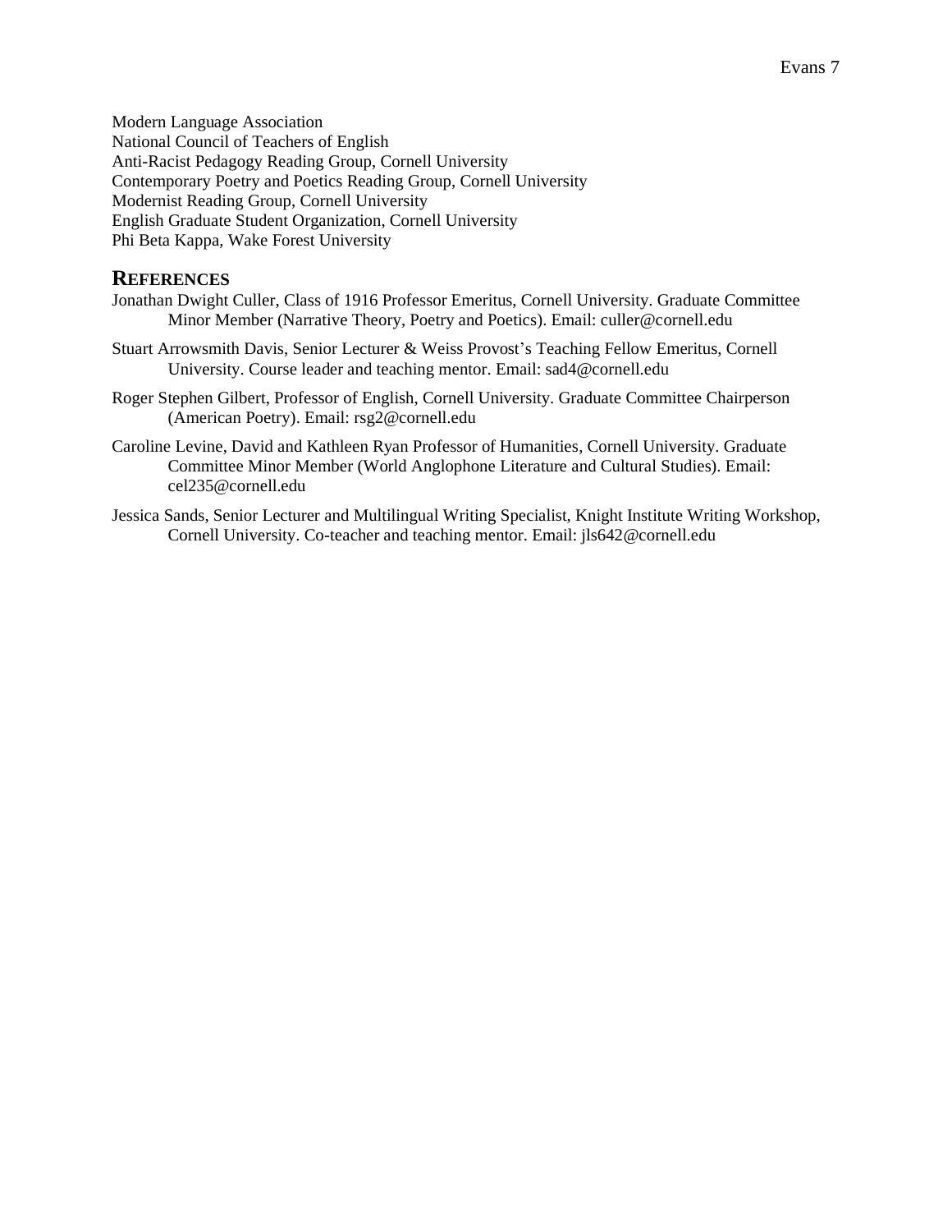Modern Language Association
National Council of Teachers of English
Anti-Racist Pedagogy Reading Group, Cornell University
Contemporary Poetry and Poetics Reading Group, Cornell University
Modernist Reading Group, Cornell University
English Graduate Student Organization, Cornell University
Phi Beta Kappa, Wake Forest University

## References

Jonathan Dwight Culler, Class of 1916 Professor Emeritus, Cornell University. Graduate Committee Minor Member (Narrative Theory, Poetry and Poetics). Email: culler@cornell.edu

Stuart Arrowsmith Davis, Senior Lecturer & Weiss Provost's Teaching Fellow Emeritus, Cornell University. Course leader and teaching mentor. Email: sad4@cornell.edu

Roger Stephen Gilbert, Professor of English, Cornell University. Graduate Committee Chairperson (American Poetry). Email: rsg2@cornell.edu

Caroline Levine, David and Kathleen Ryan Professor of Humanities, Cornell University. Graduate Committee Minor Member (World Anglophone Literature and Cultural Studies). Email: cel235@cornell.edu

Jessica Sands, Senior Lecturer and Multilingual Writing Specialist, Knight Institute Writing Workshop, Cornell University. Co-teacher and teaching mentor. Email: jls642@cornell.edu